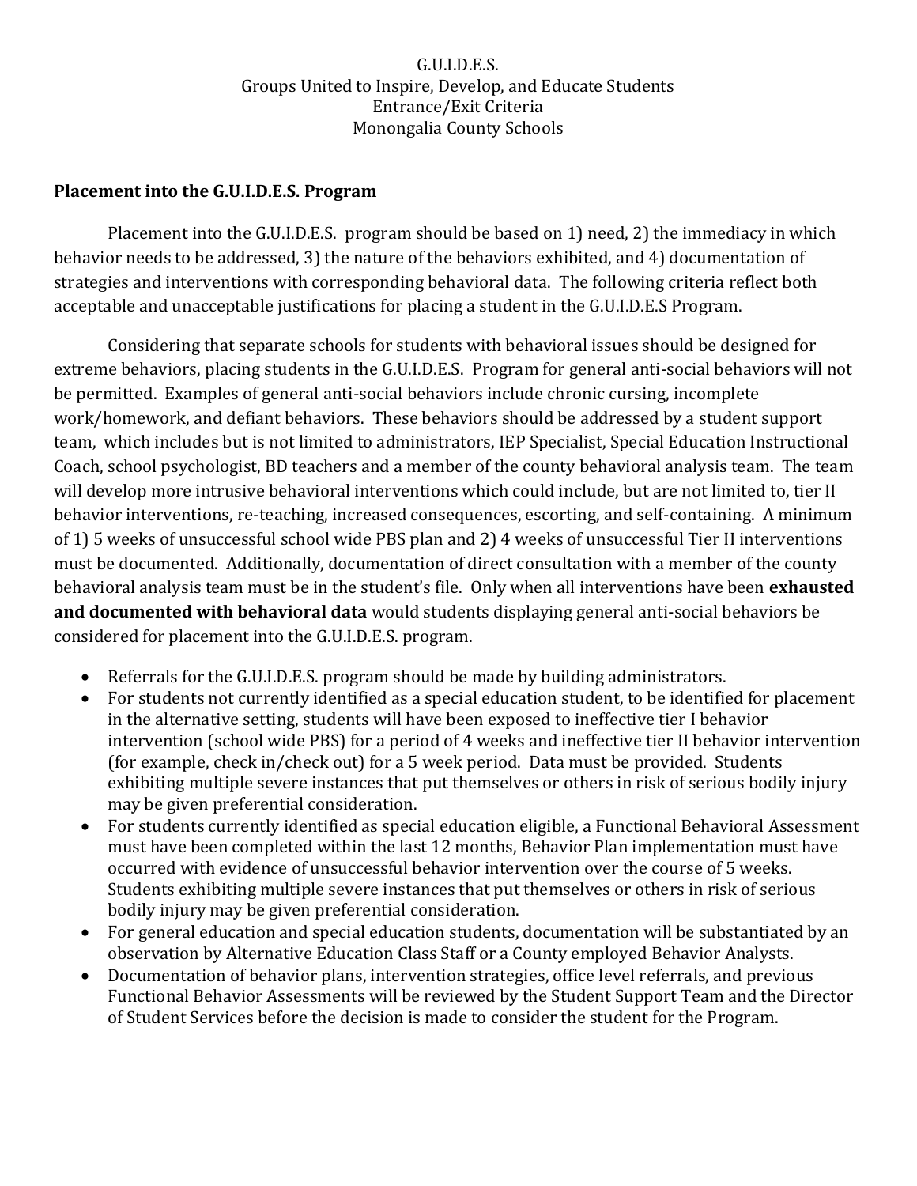G.U.I.D.E.S.
Groups United to Inspire, Develop, and Educate Students
Entrance/Exit Criteria
Monongalia County Schools

## Placement into the G.U.I.D.E.S. Program

Placement into the G.U.I.D.E.S. program should be based on 1) need, 2) the immediacy in which behavior needs to be addressed, 3) the nature of the behaviors exhibited, and 4) documentation of strategies and interventions with corresponding behavioral data. The following criteria reflect both acceptable and unacceptable justifications for placing a student in the G.U.I.D.E.S Program.

Considering that separate schools for students with behavioral issues should be designed for extreme behaviors, placing students in the G.U.I.D.E.S. Program for general anti-social behaviors will not be permitted. Examples of general anti-social behaviors include chronic cursing, incomplete work/homework, and defiant behaviors. These behaviors should be addressed by a student support team, which includes but is not limited to administrators, IEP Specialist, Special Education Instructional Coach, school psychologist, BD teachers and a member of the county behavioral analysis team. The team will develop more intrusive behavioral interventions which could include, but are not limited to, tier II behavior interventions, re-teaching, increased consequences, escorting, and self-containing. A minimum of 1) 5 weeks of unsuccessful school wide PBS plan and 2) 4 weeks of unsuccessful Tier II interventions must be documented. Additionally, documentation of direct consultation with a member of the county behavioral analysis team must be in the student's file. Only when all interventions have been **exhausted and documented with behavioral data** would students displaying general anti-social behaviors be considered for placement into the G.U.I.D.E.S. program.

- Referrals for the G.U.I.D.E.S. program should be made by building administrators.
- For students not currently identified as a special education student, to be identified for placement in the alternative setting, students will have been exposed to ineffective tier I behavior intervention (school wide PBS) for a period of 4 weeks and ineffective tier II behavior intervention (for example, check in/check out) for a 5 week period. Data must be provided. Students exhibiting multiple severe instances that put themselves or others in risk of serious bodily injury may be given preferential consideration.
- For students currently identified as special education eligible, a Functional Behavioral Assessment must have been completed within the last 12 months, Behavior Plan implementation must have occurred with evidence of unsuccessful behavior intervention over the course of 5 weeks. Students exhibiting multiple severe instances that put themselves or others in risk of serious bodily injury may be given preferential consideration.
- For general education and special education students, documentation will be substantiated by an observation by Alternative Education Class Staff or a County employed Behavior Analysts.
- Documentation of behavior plans, intervention strategies, office level referrals, and previous Functional Behavior Assessments will be reviewed by the Student Support Team and the Director of Student Services before the decision is made to consider the student for the Program.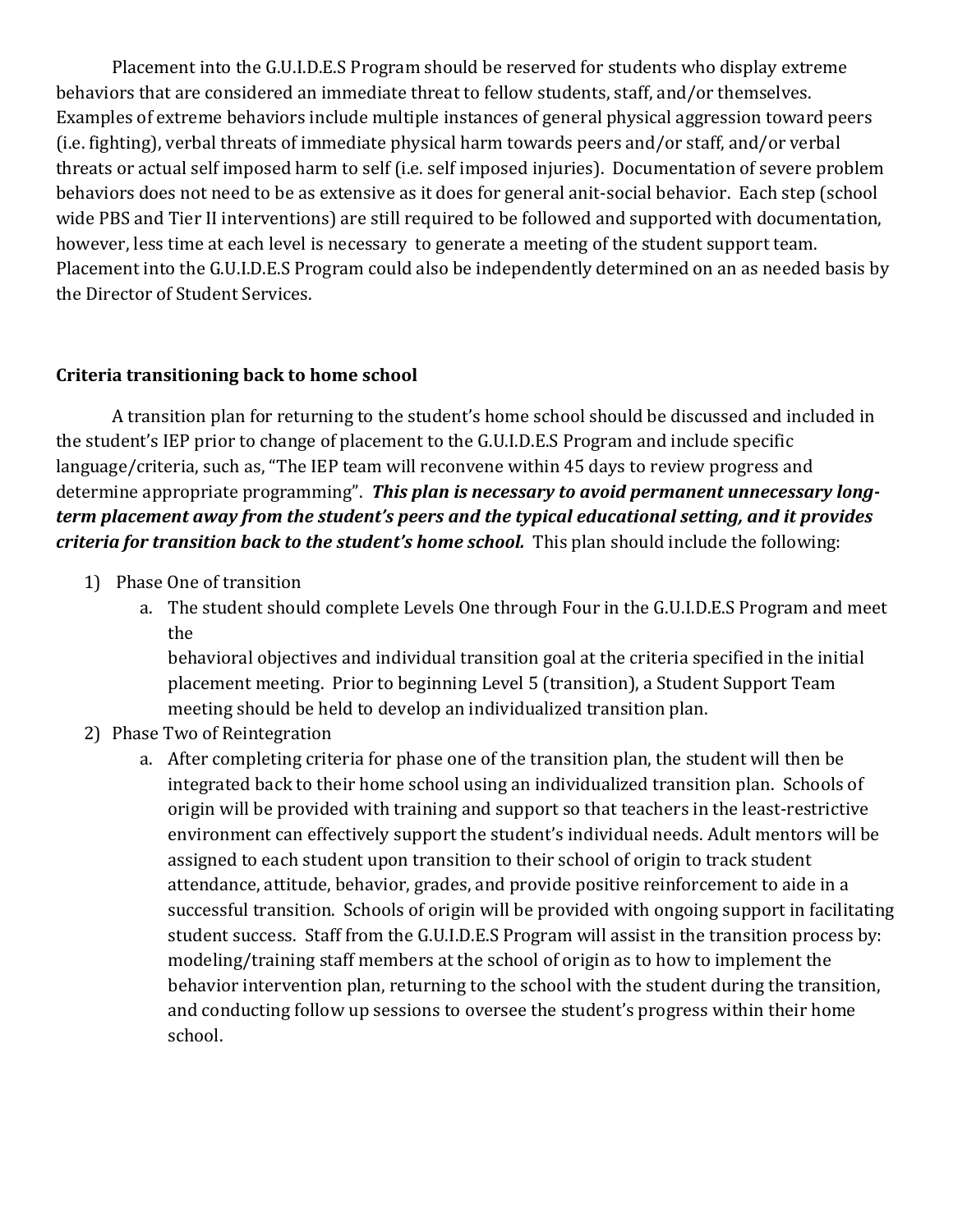Placement into the G.U.I.D.E.S Program should be reserved for students who display extreme behaviors that are considered an immediate threat to fellow students, staff, and/or themselves. Examples of extreme behaviors include multiple instances of general physical aggression toward peers (i.e. fighting), verbal threats of immediate physical harm towards peers and/or staff, and/or verbal threats or actual self imposed harm to self (i.e. self imposed injuries). Documentation of severe problem behaviors does not need to be as extensive as it does for general anit-social behavior. Each step (school wide PBS and Tier II interventions) are still required to be followed and supported with documentation, however, less time at each level is necessary to generate a meeting of the student support team. Placement into the G.U.I.D.E.S Program could also be independently determined on an as needed basis by the Director of Student Services.

**Criteria transitioning back to home school**

A transition plan for returning to the student's home school should be discussed and included in the student's IEP prior to change of placement to the G.U.I.D.E.S Program and include specific language/criteria, such as, "The IEP team will reconvene within 45 days to review progress and determine appropriate programming". ***This plan is necessary to avoid permanent unnecessary long-term placement away from the student's peers and the typical educational setting, and it provides criteria for transition back to the student's home school.*** This plan should include the following:

1) Phase One of transition
   a. The student should complete Levels One through Four in the G.U.I.D.E.S Program and meet the behavioral objectives and individual transition goal at the criteria specified in the initial placement meeting. Prior to beginning Level 5 (transition), a Student Support Team meeting should be held to develop an individualized transition plan.
2) Phase Two of Reintegration
   a. After completing criteria for phase one of the transition plan, the student will then be integrated back to their home school using an individualized transition plan. Schools of origin will be provided with training and support so that teachers in the least-restrictive environment can effectively support the student's individual needs. Adult mentors will be assigned to each student upon transition to their school of origin to track student attendance, attitude, behavior, grades, and provide positive reinforcement to aide in a successful transition. Schools of origin will be provided with ongoing support in facilitating student success. Staff from the G.U.I.D.E.S Program will assist in the transition process by: modeling/training staff members at the school of origin as to how to implement the behavior intervention plan, returning to the school with the student during the transition, and conducting follow up sessions to oversee the student's progress within their home school.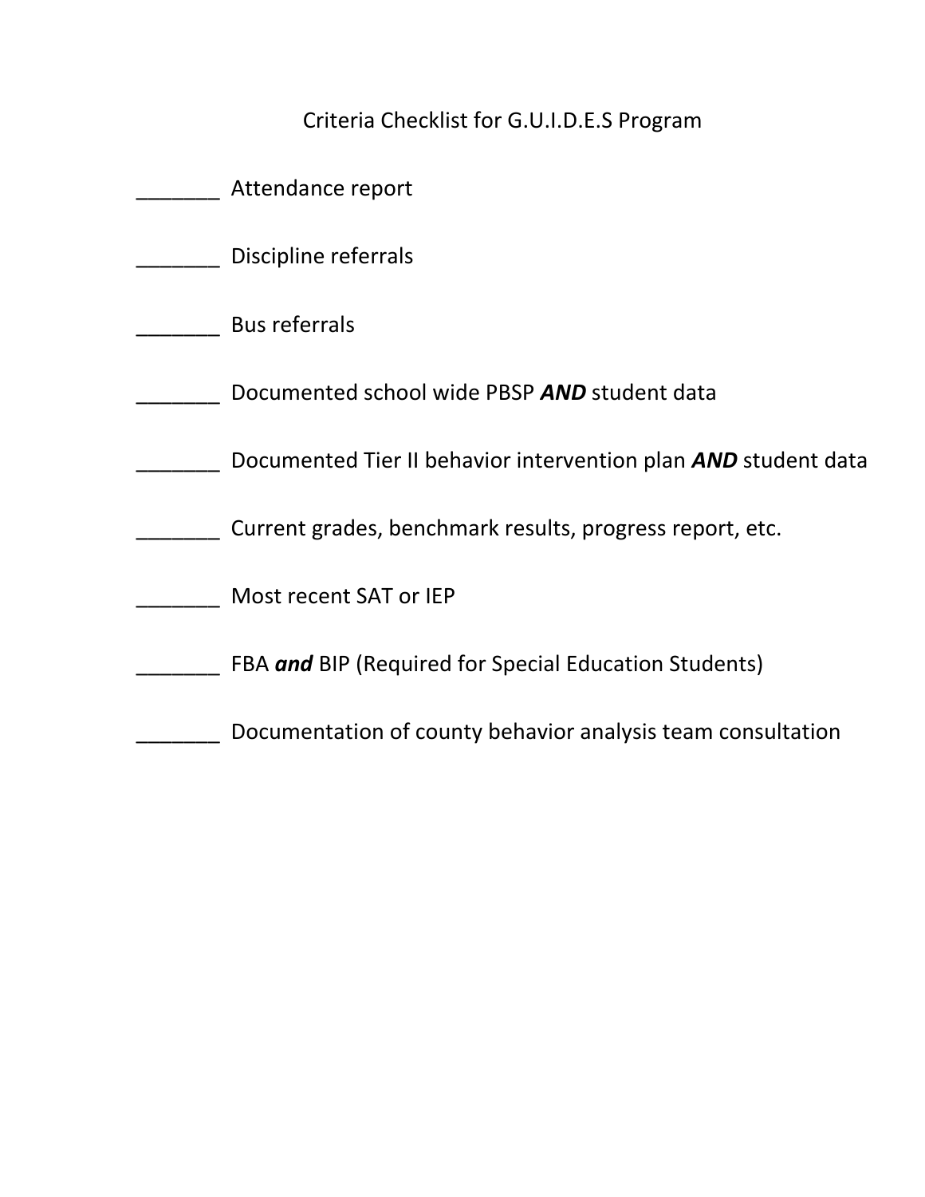# Criteria Checklist for G.U.I.D.E.S Program

_______ Attendance report

_______ Discipline referrals

_______ Bus referrals

_______ Documented school wide PBSP ***AND*** student data

_______ Documented Tier II behavior intervention plan ***AND*** student data

_______ Current grades, benchmark results, progress report, etc.

_______ Most recent SAT or IEP

_______ FBA ***and*** BIP (Required for Special Education Students)

_______ Documentation of county behavior analysis team consultation